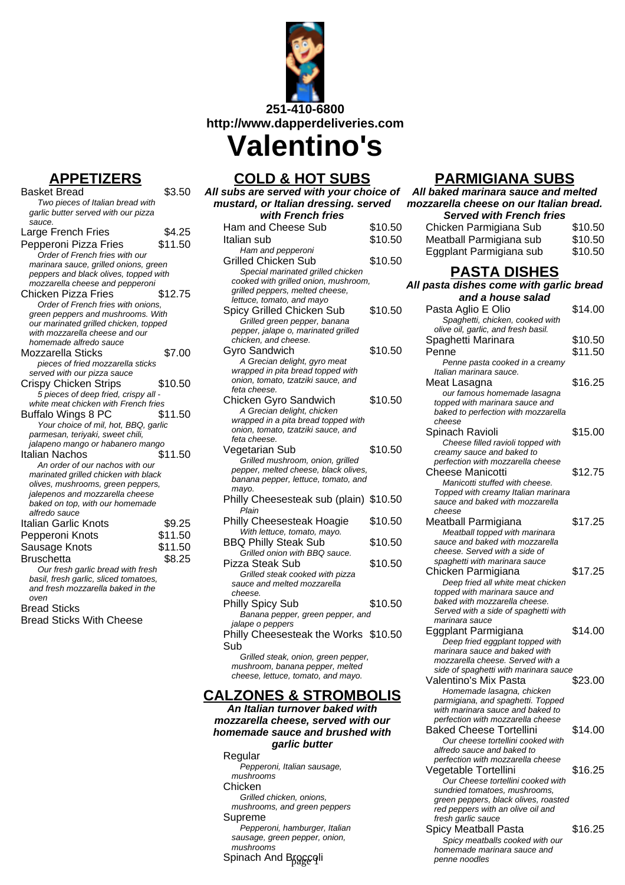251-410-6800

http://www.dapperdeliveries.com

# Valentino's

## APPETIZERS

Basket Bread $3.50
*Two pieces of Italian bread with garlic butter served with our pizza sauce.*

Large French Fries $4.25

Pepperoni Pizza Fries $11.50
*Order of French fries with our marinara sauce, grilled onions, green peppers and black olives, topped with mozzarella cheese and pepperoni*

Chicken Pizza Fries $12.75
*Order of French fries with onions, green peppers and mushrooms. With our marinated grilled chicken, topped with mozzarella cheese and our homemade alfredo sauce*

Mozzarella Sticks $7.00
*pieces of fried mozzarella sticks served with our pizza sauce*

Crispy Chicken Strips $10.50
*5 pieces of deep fried, crispy all - white meat chicken with French fries*

Buffalo Wings 8 PC $11.50
*Your choice of mil, hot, BBQ, garlic parmesan, teriyaki, sweet chili, jalapeno mango or habanero mango*

Italian Nachos $11.50
*An order of our nachos with our marinated grilled chicken with black olives, mushrooms, green peppers, jalepenos and mozzarella cheese baked on top, with our homemade alfredo sauce*

Italian Garlic Knots $9.25

Pepperoni Knots $11.50

Sausage Knots $11.50

Bruschetta $8.25
*Our fresh garlic bread with fresh basil, fresh garlic, sliced tomatoes, and fresh mozzarella baked in the oven*

Bread Sticks

Bread Sticks With Cheese

## COLD & HOT SUBS

**All subs are served with your choice of mustard, or Italian dressing. served with French fries**

Ham and Cheese Sub $10.50

Italian sub $10.50
*Ham and pepperoni*

Grilled Chicken Sub $10.50
*Special marinated grilled chicken cooked with grilled onion, mushroom, grilled peppers, melted cheese, lettuce, tomato, and mayo*

Spicy Grilled Chicken Sub $10.50
*Grilled green pepper, banana pepper, jalape o, marinated grilled chicken, and cheese.*

Gyro Sandwich $10.50
*A Grecian delight, gyro meat wrapped in pita bread topped with onion, tomato, tzatziki sauce, and feta cheese.*

Chicken Gyro Sandwich $10.50
*A Grecian delight, chicken wrapped in a pita bread topped with onion, tomato, tzatziki sauce, and feta cheese.*

Vegetarian Sub $10.50
*Grilled mushroom, onion, grilled pepper, melted cheese, black olives, banana pepper, lettuce, tomato, and mayo.*

Philly Cheesesteak sub (plain) $10.50
*Plain*

Philly Cheesesteak Hoagie $10.50
*With lettuce, tomato, mayo.*

BBQ Philly Steak Sub $10.50
*Grilled onion with BBQ sauce.*

Pizza Steak Sub $10.50
*Grilled steak cooked with pizza sauce and melted mozzarella cheese.*

Philly Spicy Sub $10.50
*Banana pepper, green pepper, and jalape o peppers*

Philly Cheesesteak the Works Sub $10.50
*Grilled steak, onion, green pepper, mushroom, banana pepper, melted cheese, lettuce, tomato, and mayo.*

## CALZONES & STROMBOLIS

**An Italian turnover baked with mozzarella cheese, served with our homemade sauce and brushed with garlic butter**

Regular
*Pepperoni, Italian sausage, mushrooms*

Chicken
*Grilled chicken, onions, mushrooms, and green peppers*

Supreme
*Pepperoni, hamburger, Italian sausage, green pepper, onion, mushrooms*

Spinach And Broccoli

## PARMIGIANA SUBS

**All baked marinara sauce and melted mozzarella cheese on our Italian bread. Served with French fries**

Chicken Parmigiana Sub $10.50

Meatball Parmigiana sub $10.50

Eggplant Parmigiana sub $10.50

## PASTA DISHES

**All pasta dishes come with garlic bread and a house salad**

Pasta Aglio E Olio $14.00
*Spaghetti, chicken, cooked with olive oil, garlic, and fresh basil.*

Spaghetti Marinara $10.50

Penne $11.50
*Penne pasta cooked in a creamy Italian marinara sauce.*

Meat Lasagna $16.25
*our famous homemade lasagna topped with marinara sauce and baked to perfection with mozzarella cheese*

Spinach Ravioli $15.00
*Cheese filled ravioli topped with creamy sauce and baked to perfection with mozzarella cheese*

Cheese Manicotti $12.75
*Manicotti stuffed with cheese. Topped with creamy Italian marinara sauce and baked with mozzarella cheese*

Meatball Parmigiana $17.25
*Meatball topped with marinara sauce and baked with mozzarella cheese. Served with a side of spaghetti with marinara sauce*

Chicken Parmigiana $17.25
*Deep fried all white meat chicken topped with marinara sauce and baked with mozzarella cheese. Served with a side of spaghetti with marinara sauce*

Eggplant Parmigiana $14.00
*Deep fried eggplant topped with marinara sauce and baked with mozzarella cheese. Served with a side of spaghetti with marinara sauce*

Valentino's Mix Pasta $23.00
*Homemade lasagna, chicken parmigiana, and spaghetti. Topped with marinara sauce and baked to perfection with mozzarella cheese*

Baked Cheese Tortellini $14.00
*Our cheese tortellini cooked with alfredo sauce and baked to perfection with mozzarella cheese*

Vegetable Tortellini $16.25
*Our Cheese tortellini cooked with sundried tomatoes, mushrooms, green peppers, black olives, roasted red peppers with an olive oil and fresh garlic sauce*

Spicy Meatball Pasta $16.25
*Spicy meatballs cooked with our homemade marinara sauce and penne noodles*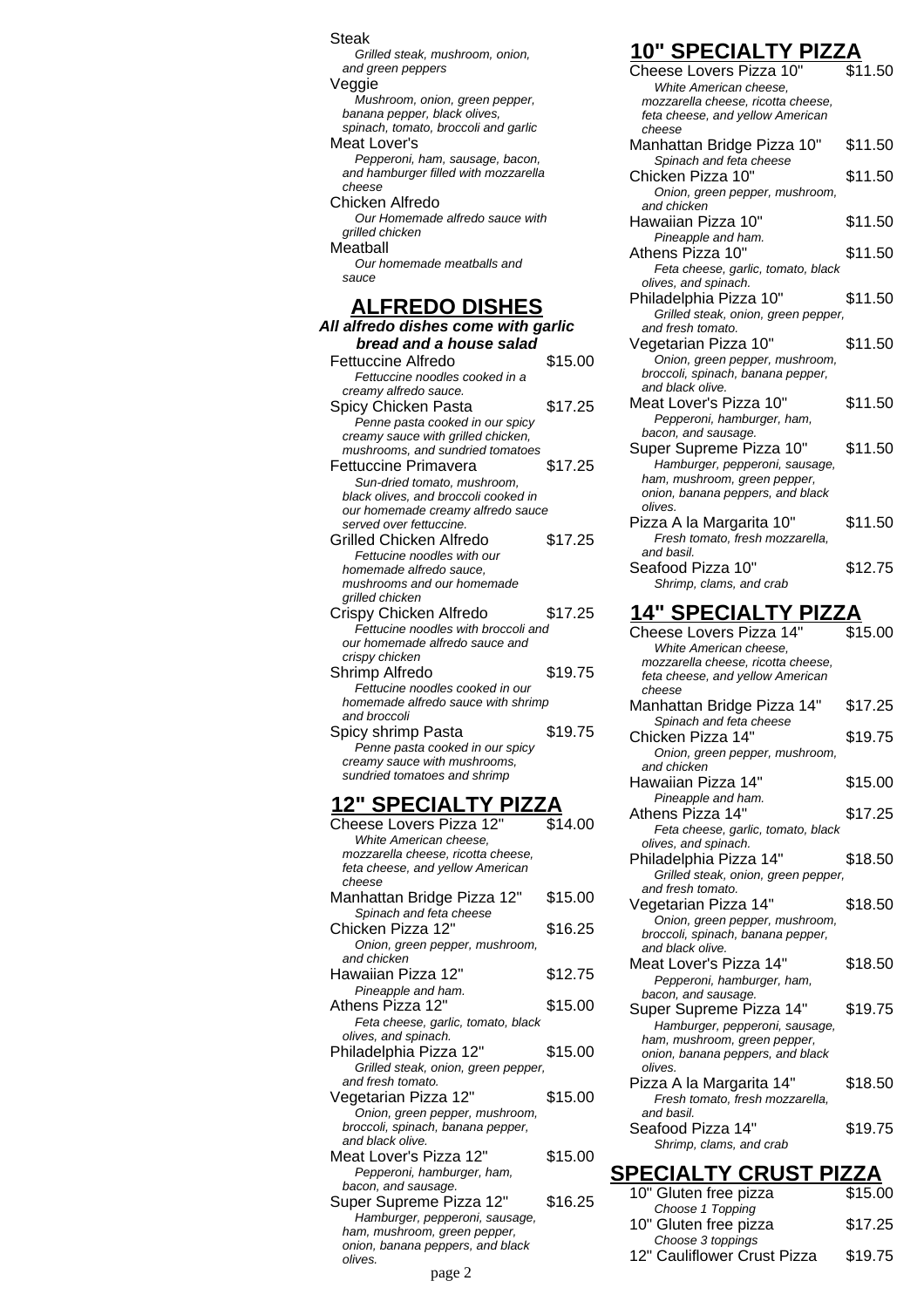Steak

*Grilled steak, mushroom, onion, and green peppers*

Veggie

*Mushroom, onion, green pepper, banana pepper, black olives, spinach, tomato, broccoli and garlic*

Meat Lover's

*Pepperoni, ham, sausage, bacon, and hamburger filled with mozzarella cheese*

Chicken Alfredo

*Our Homemade alfredo sauce with grilled chicken*

Meatball

*Our homemade meatballs and sauce*

## ALFREDO DISHES

***All alfredo dishes come with garlic bread and a house salad***

Fettuccine Alfredo — $15.00
*Fettuccine noodles cooked in a creamy alfredo sauce.*

Spicy Chicken Pasta — $17.25
*Penne pasta cooked in our spicy creamy sauce with grilled chicken, mushrooms, and sundried tomatoes*

Fettuccine Primavera — $17.25
*Sun-dried tomato, mushroom, black olives, and broccoli cooked in our homemade creamy alfredo sauce served over fettuccine.*

Grilled Chicken Alfredo — $17.25
*Fettucine noodles with our homemade alfredo sauce, mushrooms and our homemade grilled chicken*

Crispy Chicken Alfredo — $17.25
*Fettucine noodles with broccoli and our homemade alfredo sauce and crispy chicken*

Shrimp Alfredo — $19.75
*Fettucine noodles cooked in our homemade alfredo sauce with shrimp and broccoli*

Spicy shrimp Pasta — $19.75
*Penne pasta cooked in our spicy creamy sauce with mushrooms, sundried tomatoes and shrimp*

## 12" SPECIALTY PIZZA

Cheese Lovers Pizza 12" — $14.00
*White American cheese, mozzarella cheese, ricotta cheese, feta cheese, and yellow American cheese*

Manhattan Bridge Pizza 12" — $15.00
*Spinach and feta cheese*

Chicken Pizza 12" — $16.25
*Onion, green pepper, mushroom, and chicken*

Hawaiian Pizza 12" — $12.75
*Pineapple and ham.*

Athens Pizza 12" — $15.00
*Feta cheese, garlic, tomato, black olives, and spinach.*

Philadelphia Pizza 12" — $15.00
*Grilled steak, onion, green pepper, and fresh tomato.*

Vegetarian Pizza 12" — $15.00
*Onion, green pepper, mushroom, broccoli, spinach, banana pepper, and black olive.*

Meat Lover's Pizza 12" — $15.00
*Pepperoni, hamburger, ham, bacon, and sausage.*

Super Supreme Pizza 12" — $16.25
*Hamburger, pepperoni, sausage, ham, mushroom, green pepper, onion, banana peppers, and black olives.*

## 10" SPECIALTY PIZZA

Cheese Lovers Pizza 10" — $11.50
*White American cheese, mozzarella cheese, ricotta cheese, feta cheese, and yellow American cheese*

Manhattan Bridge Pizza 10" — $11.50
*Spinach and feta cheese*

Chicken Pizza 10" — $11.50
*Onion, green pepper, mushroom, and chicken*

Hawaiian Pizza 10" — $11.50
*Pineapple and ham.*

Athens Pizza 10" — $11.50
*Feta cheese, garlic, tomato, black olives, and spinach.*

Philadelphia Pizza 10" — $11.50
*Grilled steak, onion, green pepper, and fresh tomato.*

Vegetarian Pizza 10" — $11.50
*Onion, green pepper, mushroom, broccoli, spinach, banana pepper, and black olive.*

Meat Lover's Pizza 10" — $11.50
*Pepperoni, hamburger, ham, bacon, and sausage.*

Super Supreme Pizza 10" — $11.50
*Hamburger, pepperoni, sausage, ham, mushroom, green pepper, onion, banana peppers, and black olives.*

Pizza A la Margarita 10" — $11.50
*Fresh tomato, fresh mozzarella, and basil.*

Seafood Pizza 10" — $12.75
*Shrimp, clams, and crab*

## 14" SPECIALTY PIZZA

Cheese Lovers Pizza 14" — $15.00
*White American cheese, mozzarella cheese, ricotta cheese, feta cheese, and yellow American cheese*

Manhattan Bridge Pizza 14" — $17.25
*Spinach and feta cheese*

Chicken Pizza 14" — $19.75
*Onion, green pepper, mushroom, and chicken*

Hawaiian Pizza 14" — $15.00
*Pineapple and ham.*

Athens Pizza 14" — $17.25
*Feta cheese, garlic, tomato, black olives, and spinach.*

Philadelphia Pizza 14" — $18.50
*Grilled steak, onion, green pepper, and fresh tomato.*

Vegetarian Pizza 14" — $18.50
*Onion, green pepper, mushroom, broccoli, spinach, banana pepper, and black olive.*

Meat Lover's Pizza 14" — $18.50
*Pepperoni, hamburger, ham, bacon, and sausage.*

Super Supreme Pizza 14" — $19.75
*Hamburger, pepperoni, sausage, ham, mushroom, green pepper, onion, banana peppers, and black olives.*

Pizza A la Margarita 14" — $18.50
*Fresh tomato, fresh mozzarella, and basil.*

Seafood Pizza 14" — $19.75
*Shrimp, clams, and crab*

## SPECIALTY CRUST PIZZA

10" Gluten free pizza — $15.00
*Choose 1 Topping*

10" Gluten free pizza — $17.25
*Choose 3 toppings*

12" Cauliflower Crust Pizza — $19.75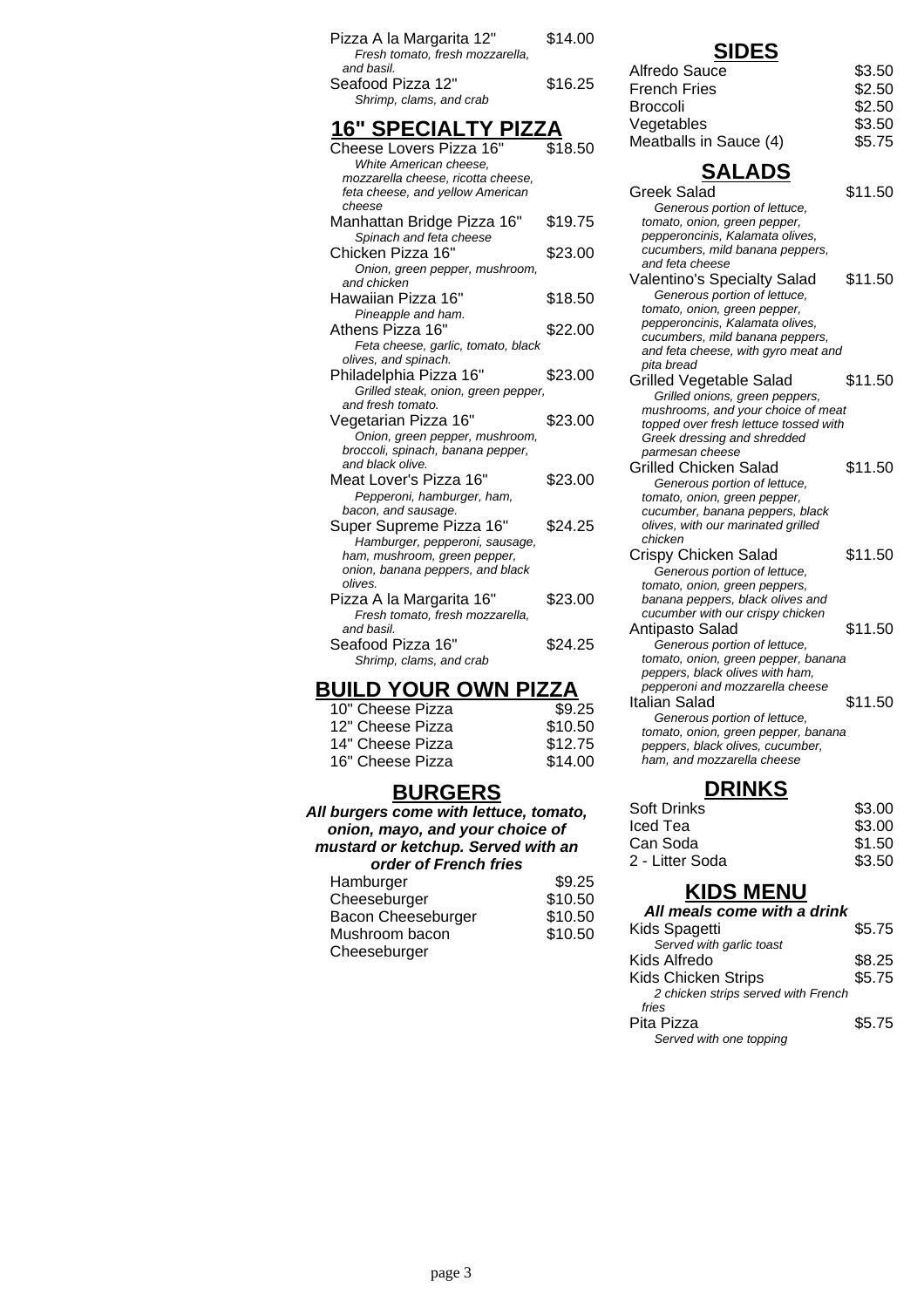Pizza A la Margarita 12" $14.00
*Fresh tomato, fresh mozzarella, and basil.*

Seafood Pizza 12" $16.25
*Shrimp, clams, and crab*

## 16" SPECIALTY PIZZA

Cheese Lovers Pizza 16" $18.50
*White American cheese, mozzarella cheese, ricotta cheese, feta cheese, and yellow American cheese*

Manhattan Bridge Pizza 16" $19.75
*Spinach and feta cheese*

Chicken Pizza 16" $23.00
*Onion, green pepper, mushroom, and chicken*

Hawaiian Pizza 16" $18.50
*Pineapple and ham.*

Athens Pizza 16" $22.00
*Feta cheese, garlic, tomato, black olives, and spinach.*

Philadelphia Pizza 16" $23.00
*Grilled steak, onion, green pepper, and fresh tomato.*

Vegetarian Pizza 16" $23.00
*Onion, green pepper, mushroom, broccoli, spinach, banana pepper, and black olive.*

Meat Lover's Pizza 16" $23.00
*Pepperoni, hamburger, ham, bacon, and sausage.*

Super Supreme Pizza 16" $24.25
*Hamburger, pepperoni, sausage, ham, mushroom, green pepper, onion, banana peppers, and black olives.*

Pizza A la Margarita 16" $23.00
*Fresh tomato, fresh mozzarella, and basil.*

Seafood Pizza 16" $24.25
*Shrimp, clams, and crab*

## BUILD YOUR OWN PIZZA

| | |
|---|---|
| 10" Cheese Pizza | $9.25 |
| 12" Cheese Pizza | $10.50 |
| 14" Cheese Pizza | $12.75 |
| 16" Cheese Pizza | $14.00 |

## BURGERS

***All burgers come with lettuce, tomato, onion, mayo, and your choice of mustard or ketchup. Served with an order of French fries***

| | |
|---|---|
| Hamburger | $9.25 |
| Cheeseburger | $10.50 |
| Bacon Cheeseburger | $10.50 |
| Mushroom bacon Cheeseburger | $10.50 |

## SIDES

| | |
|---|---|
| Alfredo Sauce | $3.50 |
| French Fries | $2.50 |
| Broccoli | $2.50 |
| Vegetables | $3.50 |
| Meatballs in Sauce (4) | $5.75 |

## SALADS

Greek Salad $11.50
*Generous portion of lettuce, tomato, onion, green pepper, pepperoncinis, Kalamata olives, cucumbers, mild banana peppers, and feta cheese*

Valentino's Specialty Salad $11.50
*Generous portion of lettuce, tomato, onion, green pepper, pepperoncinis, Kalamata olives, cucumbers, mild banana peppers, and feta cheese, with gyro meat and pita bread*

Grilled Vegetable Salad $11.50
*Grilled onions, green peppers, mushrooms, and your choice of meat topped over fresh lettuce tossed with Greek dressing and shredded parmesan cheese*

Grilled Chicken Salad $11.50
*Generous portion of lettuce, tomato, onion, green pepper, cucumber, banana peppers, black olives, with our marinated grilled chicken*

Crispy Chicken Salad $11.50
*Generous portion of lettuce, tomato, onion, green peppers, banana peppers, black olives and cucumber with our crispy chicken*

Antipasto Salad $11.50
*Generous portion of lettuce, tomato, onion, green pepper, banana peppers, black olives with ham, pepperoni and mozzarella cheese*

Italian Salad $11.50
*Generous portion of lettuce, tomato, onion, green pepper, banana peppers, black olives, cucumber, ham, and mozzarella cheese*

## DRINKS

| | |
|---|---|
| Soft Drinks | $3.00 |
| Iced Tea | $3.00 |
| Can Soda | $1.50 |
| 2 - Litter Soda | $3.50 |

## KIDS MENU

***All meals come with a drink***

Kids Spagetti $5.75
*Served with garlic toast*

Kids Alfredo $8.25

Kids Chicken Strips $5.75
*2 chicken strips served with French fries*

Pita Pizza $5.75
*Served with one topping*